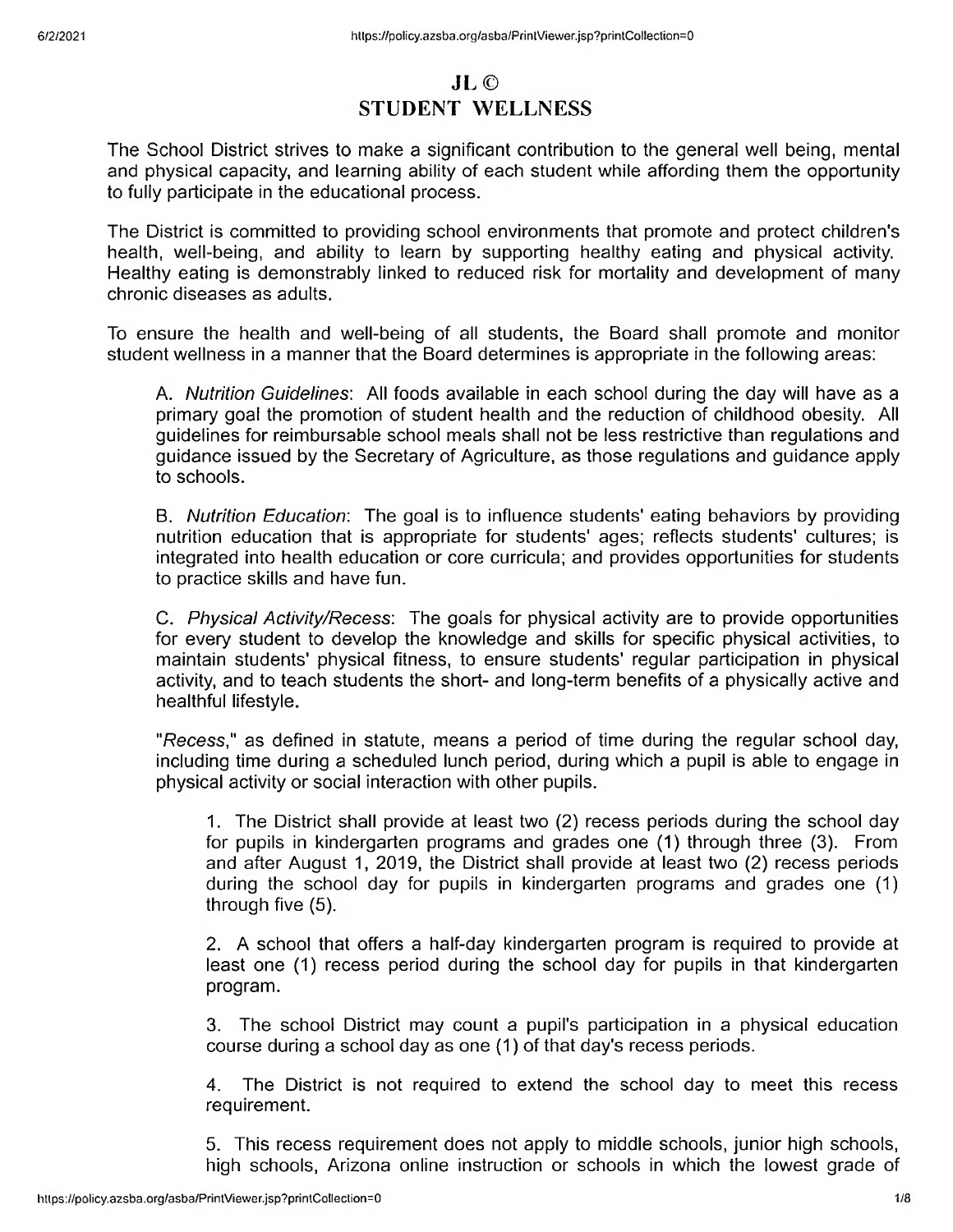# JL ©
# STUDENT WELLNESS

The School District strives to make a significant contribution to the general well being, mental and physical capacity, and learning ability of each student while affording them the opportunity to fully participate in the educational process.

The District is committed to providing school environments that promote and protect children's health, well-being, and ability to learn by supporting healthy eating and physical activity. Healthy eating is demonstrably linked to reduced risk for mortality and development of many chronic diseases as adults.

To ensure the health and well-being of all students, the Board shall promote and monitor student wellness in a manner that the Board determines is appropriate in the following areas:

A. *Nutrition Guidelines*: All foods available in each school during the day will have as a primary goal the promotion of student health and the reduction of childhood obesity. All guidelines for reimbursable school meals shall not be less restrictive than regulations and guidance issued by the Secretary of Agriculture, as those regulations and guidance apply to schools.

B. *Nutrition Education*: The goal is to influence students' eating behaviors by providing nutrition education that is appropriate for students' ages; reflects students' cultures; is integrated into health education or core curricula; and provides opportunities for students to practice skills and have fun.

C. *Physical Activity/Recess*: The goals for physical activity are to provide opportunities for every student to develop the knowledge and skills for specific physical activities, to maintain students' physical fitness, to ensure students' regular participation in physical activity, and to teach students the short- and long-term benefits of a physically active and healthful lifestyle.

"*Recess*," as defined in statute, means a period of time during the regular school day, including time during a scheduled lunch period, during which a pupil is able to engage in physical activity or social interaction with other pupils.

1. The District shall provide at least two (2) recess periods during the school day for pupils in kindergarten programs and grades one (1) through three (3). From and after August 1, 2019, the District shall provide at least two (2) recess periods during the school day for pupils in kindergarten programs and grades one (1) through five (5).

2. A school that offers a half-day kindergarten program is required to provide at least one (1) recess period during the school day for pupils in that kindergarten program.

3. The school District may count a pupil's participation in a physical education course during a school day as one (1) of that day's recess periods.

4. The District is not required to extend the school day to meet this recess requirement.

5. This recess requirement does not apply to middle schools, junior high schools, high schools, Arizona online instruction or schools in which the lowest grade of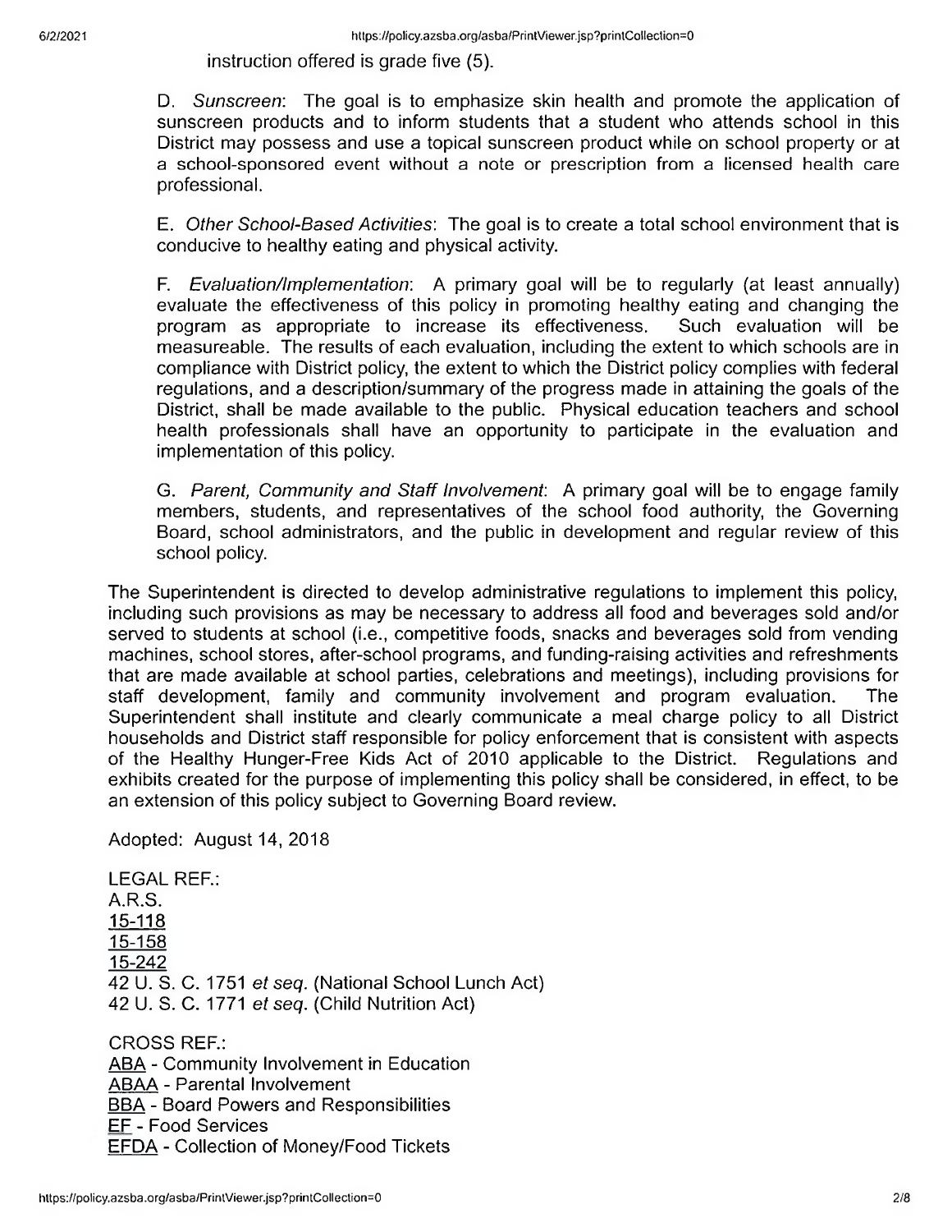instruction offered is grade five (5).

D. *Sunscreen*: The goal is to emphasize skin health and promote the application of sunscreen products and to inform students that a student who attends school in this District may possess and use a topical sunscreen product while on school property or at a school-sponsored event without a note or prescription from a licensed health care professional.

E. *Other School-Based Activities*: The goal is to create a total school environment that is conducive to healthy eating and physical activity.

F. *Evaluation/Implementation*: A primary goal will be to regularly (at least annually) evaluate the effectiveness of this policy in promoting healthy eating and changing the program as appropriate to increase its effectiveness. Such evaluation will be measureable. The results of each evaluation, including the extent to which schools are in compliance with District policy, the extent to which the District policy complies with federal regulations, and a description/summary of the progress made in attaining the goals of the District, shall be made available to the public. Physical education teachers and school health professionals shall have an opportunity to participate in the evaluation and implementation of this policy.

G. *Parent, Community and Staff Involvement*: A primary goal will be to engage family members, students, and representatives of the school food authority, the Governing Board, school administrators, and the public in development and regular review of this school policy.

The Superintendent is directed to develop administrative regulations to implement this policy, including such provisions as may be necessary to address all food and beverages sold and/or served to students at school (i.e., competitive foods, snacks and beverages sold from vending machines, school stores, after-school programs, and funding-raising activities and refreshments that are made available at school parties, celebrations and meetings), including provisions for staff development, family and community involvement and program evaluation. The Superintendent shall institute and clearly communicate a meal charge policy to all District households and District staff responsible for policy enforcement that is consistent with aspects of the Healthy Hunger-Free Kids Act of 2010 applicable to the District. Regulations and exhibits created for the purpose of implementing this policy shall be considered, in effect, to be an extension of this policy subject to Governing Board review.

Adopted: August 14, 2018

LEGAL REF.:
A.R.S.
15-118
15-158
15-242
42 U. S. C. 1751 *et seq.* (National School Lunch Act)
42 U. S. C. 1771 *et seq.* (Child Nutrition Act)

CROSS REF.:
ABA - Community Involvement in Education
ABAA - Parental Involvement
BBA - Board Powers and Responsibilities
EF - Food Services
EFDA - Collection of Money/Food Tickets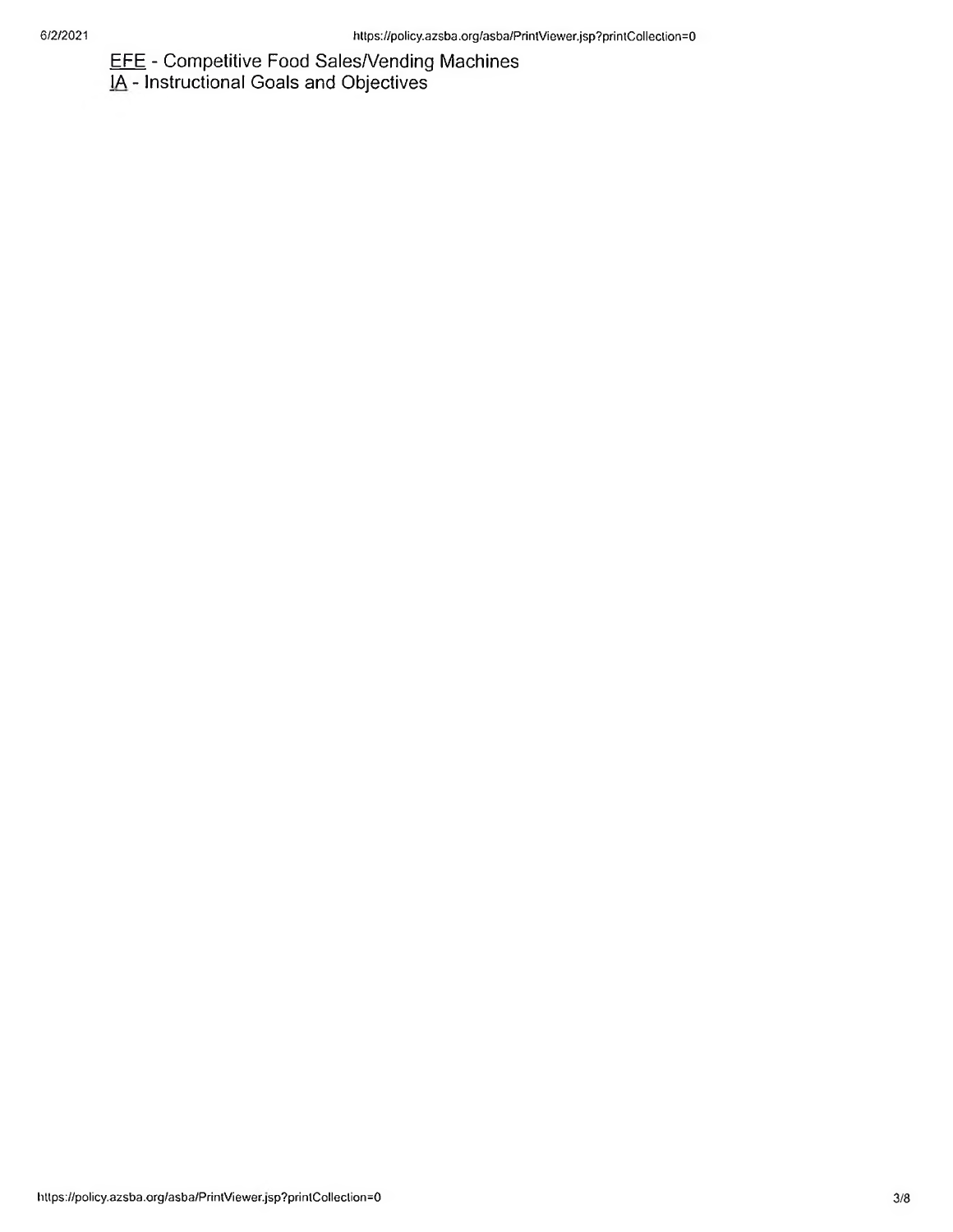EFE - Competitive Food Sales/Vending Machines
IA - Instructional Goals and Objectives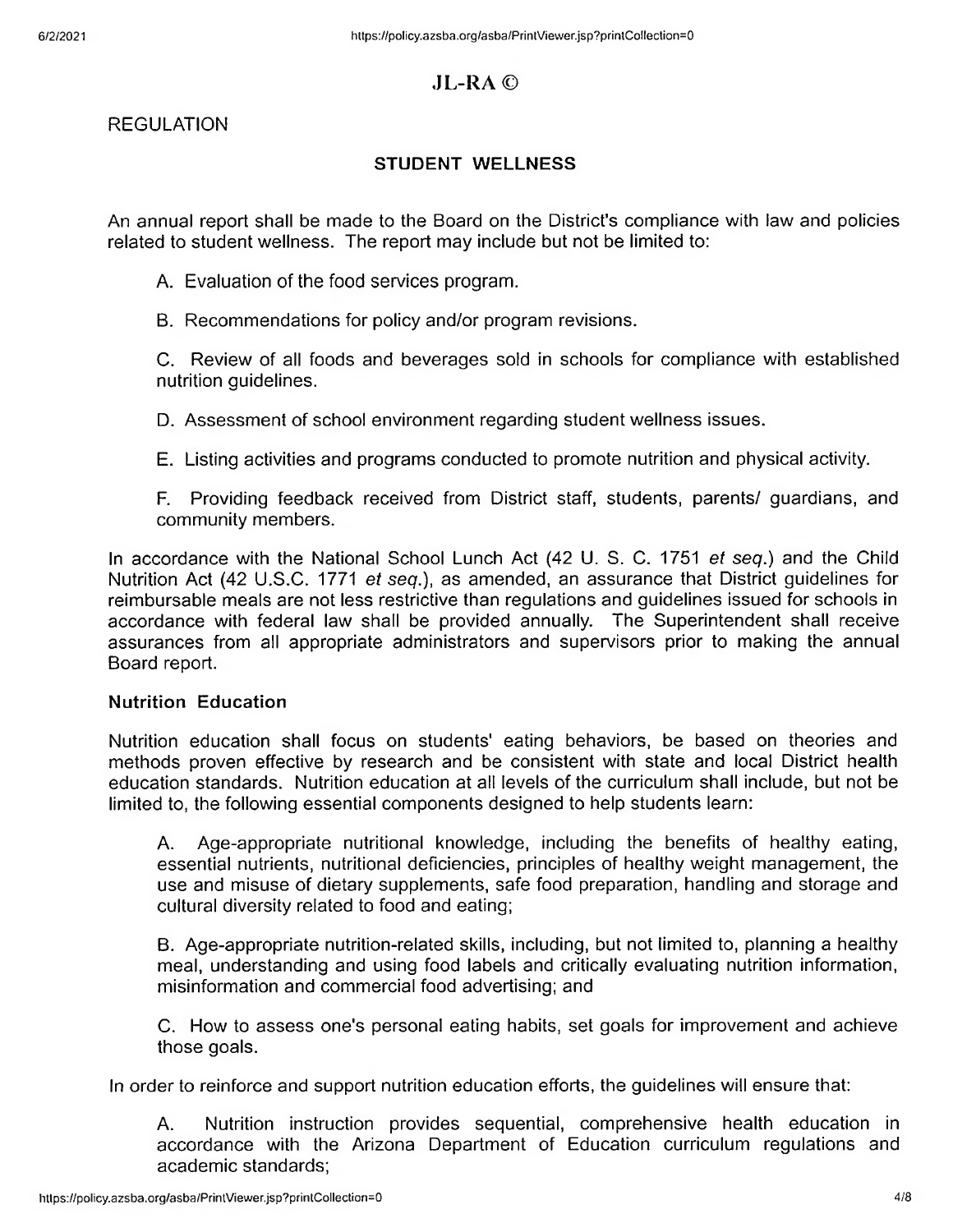# JL-RA ©

REGULATION

## STUDENT WELLNESS

An annual report shall be made to the Board on the District's compliance with law and policies related to student wellness. The report may include but not be limited to:

A. Evaluation of the food services program.

B. Recommendations for policy and/or program revisions.

C. Review of all foods and beverages sold in schools for compliance with established nutrition guidelines.

D. Assessment of school environment regarding student wellness issues.

E. Listing activities and programs conducted to promote nutrition and physical activity.

F. Providing feedback received from District staff, students, parents/ guardians, and community members.

In accordance with the National School Lunch Act (42 U. S. C. 1751 *et seq.*) and the Child Nutrition Act (42 U.S.C. 1771 *et seq.*), as amended, an assurance that District guidelines for reimbursable meals are not less restrictive than regulations and guidelines issued for schools in accordance with federal law shall be provided annually. The Superintendent shall receive assurances from all appropriate administrators and supervisors prior to making the annual Board report.

### Nutrition Education

Nutrition education shall focus on students' eating behaviors, be based on theories and methods proven effective by research and be consistent with state and local District health education standards. Nutrition education at all levels of the curriculum shall include, but not be limited to, the following essential components designed to help students learn:

A. Age-appropriate nutritional knowledge, including the benefits of healthy eating, essential nutrients, nutritional deficiencies, principles of healthy weight management, the use and misuse of dietary supplements, safe food preparation, handling and storage and cultural diversity related to food and eating;

B. Age-appropriate nutrition-related skills, including, but not limited to, planning a healthy meal, understanding and using food labels and critically evaluating nutrition information, misinformation and commercial food advertising; and

C. How to assess one's personal eating habits, set goals for improvement and achieve those goals.

In order to reinforce and support nutrition education efforts, the guidelines will ensure that:

A. Nutrition instruction provides sequential, comprehensive health education in accordance with the Arizona Department of Education curriculum regulations and academic standards;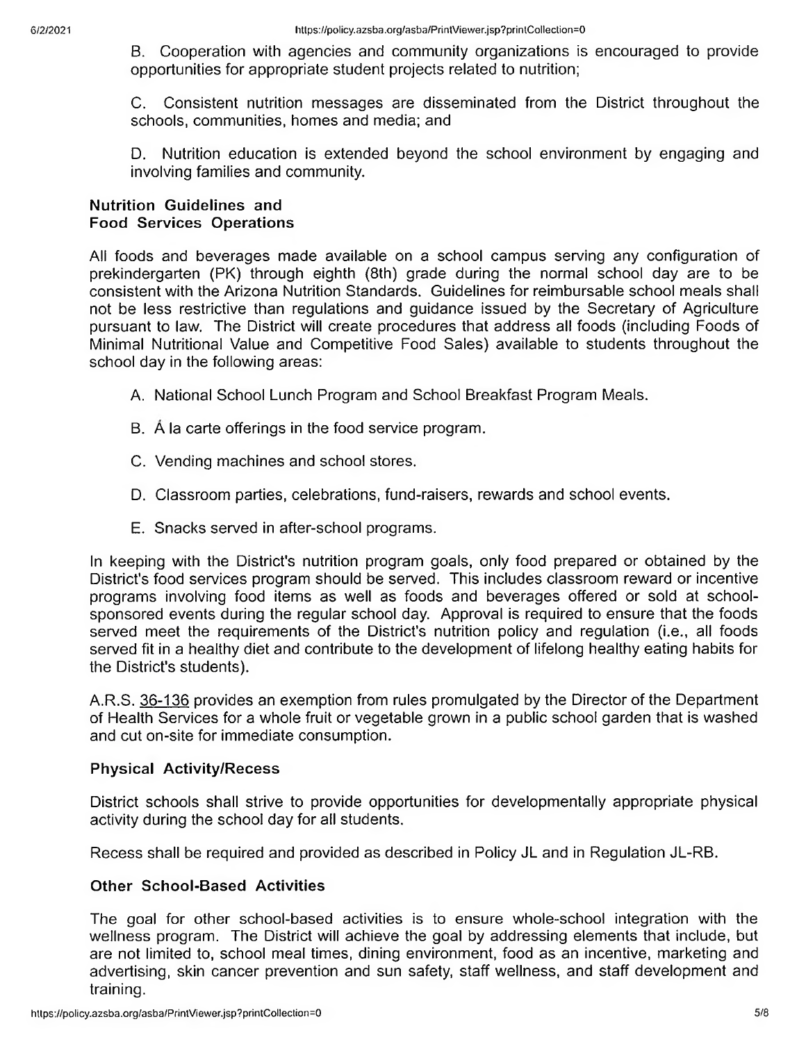B. Cooperation with agencies and community organizations is encouraged to provide opportunities for appropriate student projects related to nutrition;

C. Consistent nutrition messages are disseminated from the District throughout the schools, communities, homes and media; and

D. Nutrition education is extended beyond the school environment by engaging and involving families and community.

### Nutrition Guidelines and Food Services Operations

All foods and beverages made available on a school campus serving any configuration of prekindergarten (PK) through eighth (8th) grade during the normal school day are to be consistent with the Arizona Nutrition Standards. Guidelines for reimbursable school meals shall not be less restrictive than regulations and guidance issued by the Secretary of Agriculture pursuant to law. The District will create procedures that address all foods (including Foods of Minimal Nutritional Value and Competitive Food Sales) available to students throughout the school day in the following areas:

A. National School Lunch Program and School Breakfast Program Meals.

B. Á la carte offerings in the food service program.

C. Vending machines and school stores.

D. Classroom parties, celebrations, fund-raisers, rewards and school events.

E. Snacks served in after-school programs.

In keeping with the District's nutrition program goals, only food prepared or obtained by the District's food services program should be served. This includes classroom reward or incentive programs involving food items as well as foods and beverages offered or sold at school-sponsored events during the regular school day. Approval is required to ensure that the foods served meet the requirements of the District's nutrition policy and regulation (i.e., all foods served fit in a healthy diet and contribute to the development of lifelong healthy eating habits for the District's students).

A.R.S. 36-136 provides an exemption from rules promulgated by the Director of the Department of Health Services for a whole fruit or vegetable grown in a public school garden that is washed and cut on-site for immediate consumption.

### Physical Activity/Recess

District schools shall strive to provide opportunities for developmentally appropriate physical activity during the school day for all students.

Recess shall be required and provided as described in Policy JL and in Regulation JL-RB.

### Other School-Based Activities

The goal for other school-based activities is to ensure whole-school integration with the wellness program. The District will achieve the goal by addressing elements that include, but are not limited to, school meal times, dining environment, food as an incentive, marketing and advertising, skin cancer prevention and sun safety, staff wellness, and staff development and training.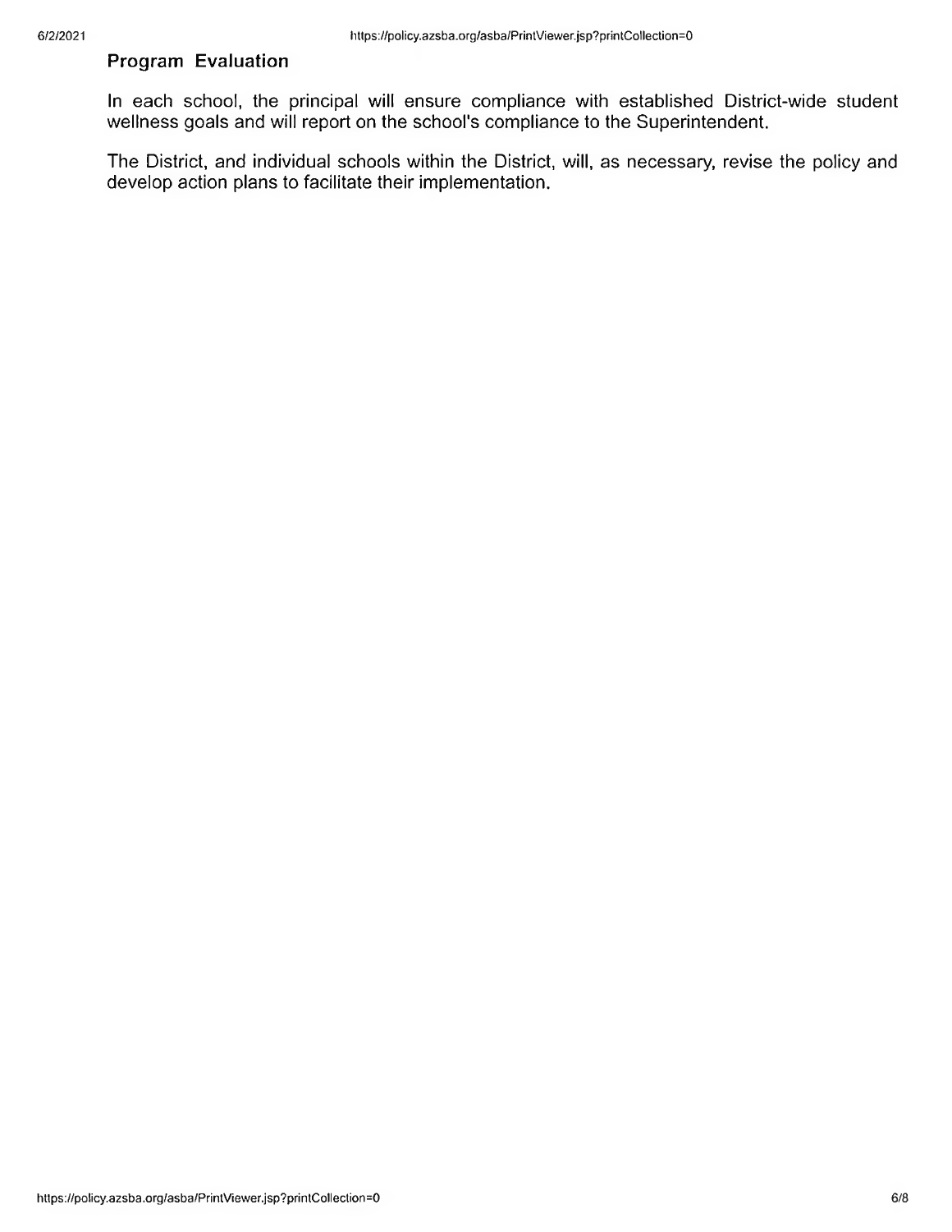## Program Evaluation

In each school, the principal will ensure compliance with established District-wide student wellness goals and will report on the school's compliance to the Superintendent.

The District, and individual schools within the District, will, as necessary, revise the policy and develop action plans to facilitate their implementation.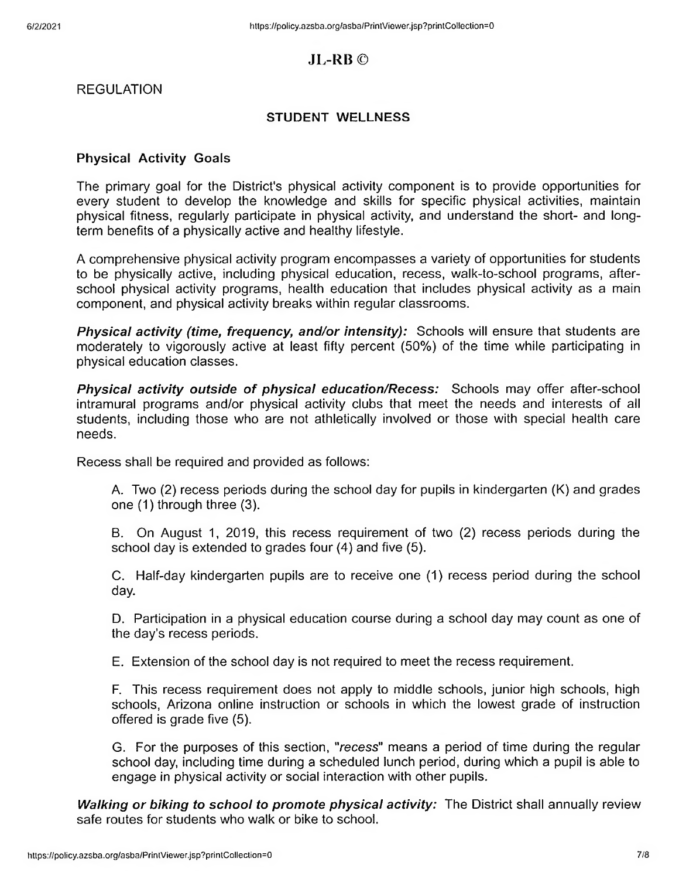# JL-RB ©

REGULATION

## STUDENT WELLNESS

### Physical Activity Goals

The primary goal for the District's physical activity component is to provide opportunities for every student to develop the knowledge and skills for specific physical activities, maintain physical fitness, regularly participate in physical activity, and understand the short- and long-term benefits of a physically active and healthy lifestyle.

A comprehensive physical activity program encompasses a variety of opportunities for students to be physically active, including physical education, recess, walk-to-school programs, after-school physical activity programs, health education that includes physical activity as a main component, and physical activity breaks within regular classrooms.

***Physical activity (time, frequency, and/or intensity):*** Schools will ensure that students are moderately to vigorously active at least fifty percent (50%) of the time while participating in physical education classes.

***Physical activity outside of physical education/Recess:*** Schools may offer after-school intramural programs and/or physical activity clubs that meet the needs and interests of all students, including those who are not athletically involved or those with special health care needs.

Recess shall be required and provided as follows:

A. Two (2) recess periods during the school day for pupils in kindergarten (K) and grades one (1) through three (3).

B. On August 1, 2019, this recess requirement of two (2) recess periods during the school day is extended to grades four (4) and five (5).

C. Half-day kindergarten pupils are to receive one (1) recess period during the school day.

D. Participation in a physical education course during a school day may count as one of the day's recess periods.

E. Extension of the school day is not required to meet the recess requirement.

F. This recess requirement does not apply to middle schools, junior high schools, high schools, Arizona online instruction or schools in which the lowest grade of instruction offered is grade five (5).

G. For the purposes of this section, "*recess*" means a period of time during the regular school day, including time during a scheduled lunch period, during which a pupil is able to engage in physical activity or social interaction with other pupils.

***Walking or biking to school to promote physical activity:*** The District shall annually review safe routes for students who walk or bike to school.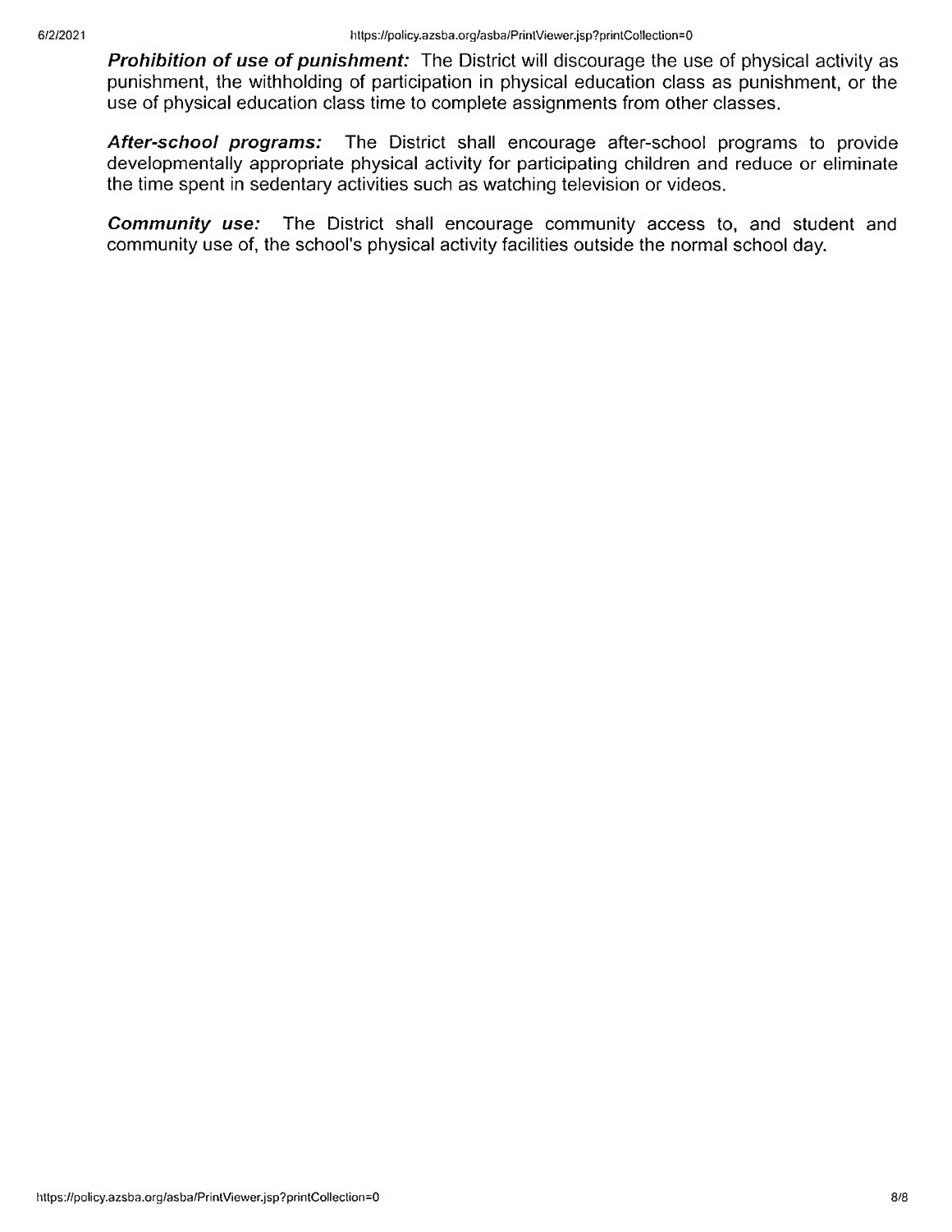***Prohibition of use of punishment:*** The District will discourage the use of physical activity as punishment, the withholding of participation in physical education class as punishment, or the use of physical education class time to complete assignments from other classes.

***After-school programs:*** The District shall encourage after-school programs to provide developmentally appropriate physical activity for participating children and reduce or eliminate the time spent in sedentary activities such as watching television or videos.

***Community use:*** The District shall encourage community access to, and student and community use of, the school's physical activity facilities outside the normal school day.